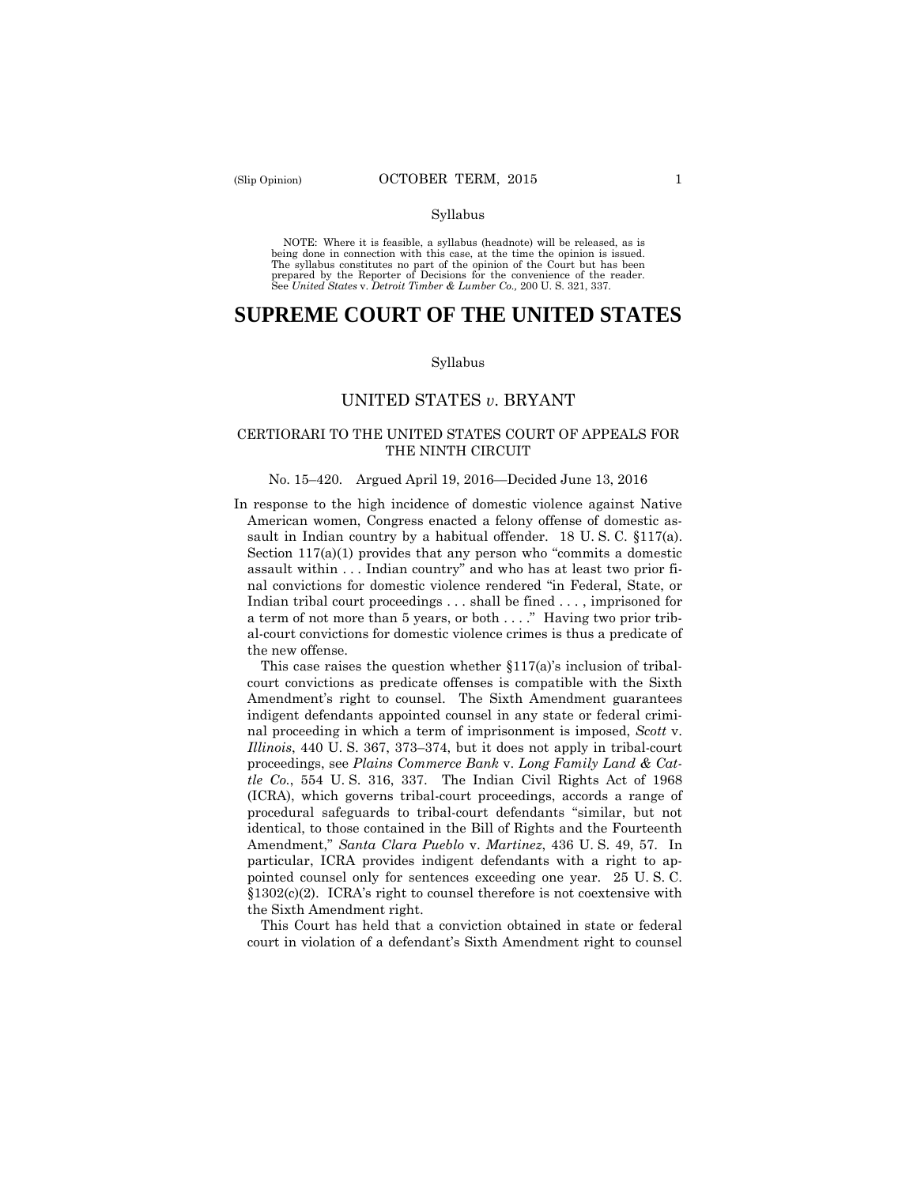Syllabus

NOTE: Where it is feasible, a syllabus (headnote) will be released, as is being done in connection with this case, at the time the opinion is issued. The syllabus constitutes no part of the opinion of the Court but has been prepared by the Reporter of Decisions for the convenience of the reader. See *United States* v. *Detroit Timber & Lumber Co.,* 200 U. S. 321, 337.

# SUPREME COURT OF THE UNITED STATES

Syllabus

## UNITED STATES *v.* BRYANT

### CERTIORARI TO THE UNITED STATES COURT OF APPEALS FOR THE NINTH CIRCUIT

No. 15–420. Argued April 19, 2016—Decided June 13, 2016

In response to the high incidence of domestic violence against Native American women, Congress enacted a felony offense of domestic assault in Indian country by a habitual offender. 18 U. S. C. §117(a). Section 117(a)(1) provides that any person who "commits a domestic assault within . . . Indian country" and who has at least two prior final convictions for domestic violence rendered "in Federal, State, or Indian tribal court proceedings . . . shall be fined . . . , imprisoned for a term of not more than 5 years, or both . . . ." Having two prior tribal-court convictions for domestic violence crimes is thus a predicate of the new offense.

This case raises the question whether §117(a)'s inclusion of tribal-court convictions as predicate offenses is compatible with the Sixth Amendment's right to counsel. The Sixth Amendment guarantees indigent defendants appointed counsel in any state or federal criminal proceeding in which a term of imprisonment is imposed, *Scott* v. *Illinois*, 440 U. S. 367, 373–374, but it does not apply in tribal-court proceedings, see *Plains Commerce Bank* v. *Long Family Land & Cattle Co.*, 554 U. S. 316, 337. The Indian Civil Rights Act of 1968 (ICRA), which governs tribal-court proceedings, accords a range of procedural safeguards to tribal-court defendants "similar, but not identical, to those contained in the Bill of Rights and the Fourteenth Amendment," *Santa Clara Pueblo* v. *Martinez*, 436 U. S. 49, 57. In particular, ICRA provides indigent defendants with a right to appointed counsel only for sentences exceeding one year. 25 U. S. C. §1302(c)(2). ICRA's right to counsel therefore is not coextensive with the Sixth Amendment right.

This Court has held that a conviction obtained in state or federal court in violation of a defendant's Sixth Amendment right to counsel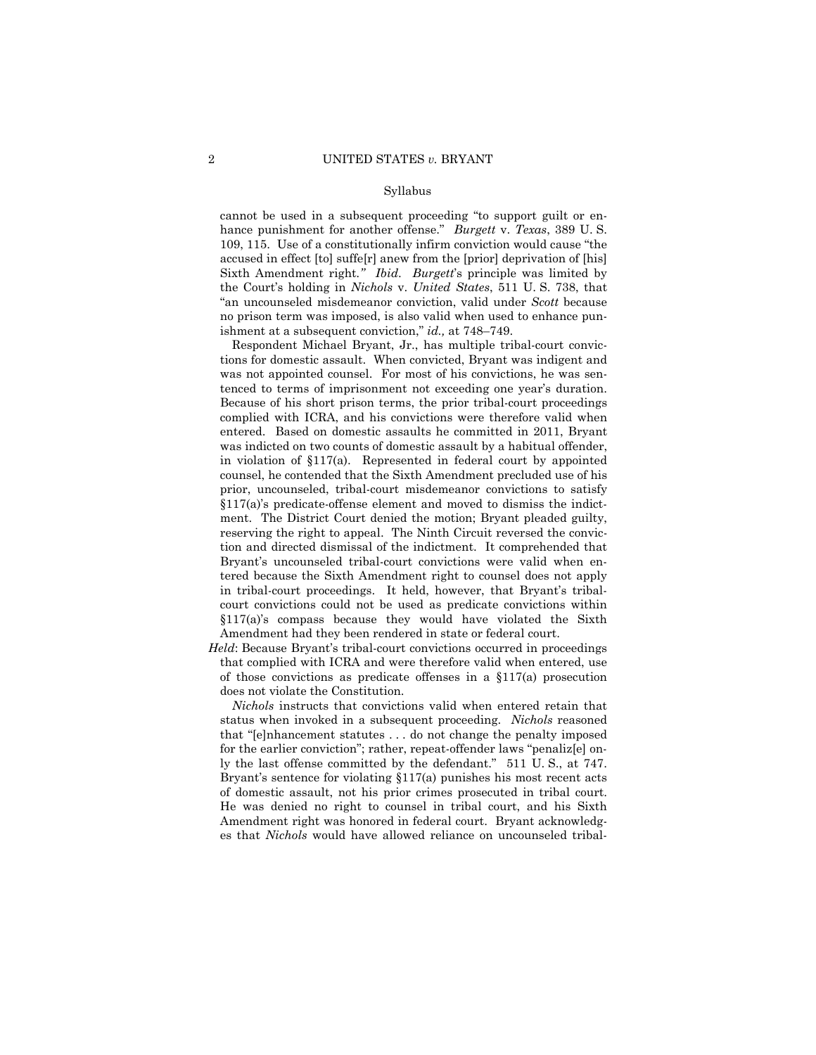cannot be used in a subsequent proceeding "to support guilt or enhance punishment for another offense." *Burgett* v. *Texas*, 389 U. S. 109, 115. Use of a constitutionally infirm conviction would cause "the accused in effect [to] suffe[r] anew from the [prior] deprivation of [his] Sixth Amendment right." *Ibid.* *Burgett*'s principle was limited by the Court's holding in *Nichols* v. *United States*, 511 U. S. 738, that "an uncounseled misdemeanor conviction, valid under *Scott* because no prison term was imposed, is also valid when used to enhance punishment at a subsequent conviction," *id.,* at 748–749.

Respondent Michael Bryant, Jr., has multiple tribal-court convictions for domestic assault. When convicted, Bryant was indigent and was not appointed counsel. For most of his convictions, he was sentenced to terms of imprisonment not exceeding one year's duration. Because of his short prison terms, the prior tribal-court proceedings complied with ICRA, and his convictions were therefore valid when entered. Based on domestic assaults he committed in 2011, Bryant was indicted on two counts of domestic assault by a habitual offender, in violation of §117(a). Represented in federal court by appointed counsel, he contended that the Sixth Amendment precluded use of his prior, uncounseled, tribal-court misdemeanor convictions to satisfy §117(a)'s predicate-offense element and moved to dismiss the indictment. The District Court denied the motion; Bryant pleaded guilty, reserving the right to appeal. The Ninth Circuit reversed the conviction and directed dismissal of the indictment. It comprehended that Bryant's uncounseled tribal-court convictions were valid when entered because the Sixth Amendment right to counsel does not apply in tribal-court proceedings. It held, however, that Bryant's tribal-court convictions could not be used as predicate convictions within §117(a)'s compass because they would have violated the Sixth Amendment had they been rendered in state or federal court.

*Held*: Because Bryant's tribal-court convictions occurred in proceedings that complied with ICRA and were therefore valid when entered, use of those convictions as predicate offenses in a §117(a) prosecution does not violate the Constitution.

*Nichols* instructs that convictions valid when entered retain that status when invoked in a subsequent proceeding. *Nichols* reasoned that "[e]nhancement statutes . . . do not change the penalty imposed for the earlier conviction"; rather, repeat-offender laws "penaliz[e] only the last offense committed by the defendant." 511 U. S., at 747. Bryant's sentence for violating §117(a) punishes his most recent acts of domestic assault, not his prior crimes prosecuted in tribal court. He was denied no right to counsel in tribal court, and his Sixth Amendment right was honored in federal court. Bryant acknowledges that *Nichols* would have allowed reliance on uncounseled tribal-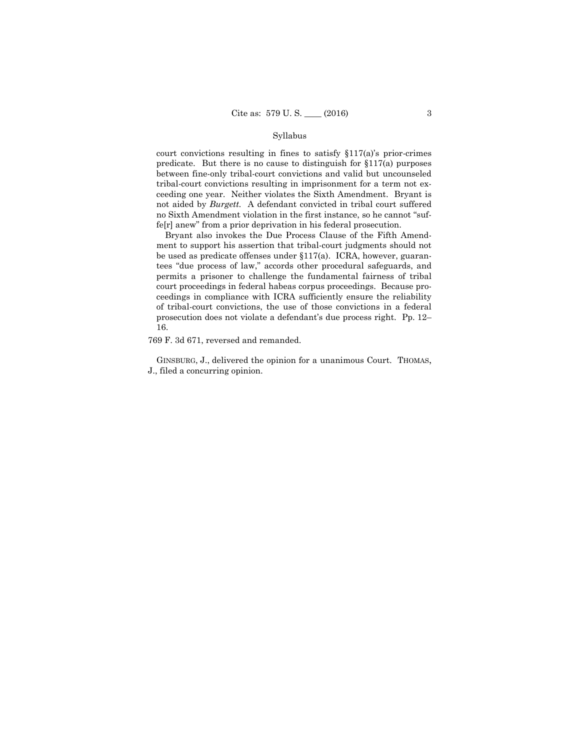court convictions resulting in fines to satisfy §117(a)'s prior-crimes predicate. But there is no cause to distinguish for §117(a) purposes between fine-only tribal-court convictions and valid but uncounseled tribal-court convictions resulting in imprisonment for a term not exceeding one year. Neither violates the Sixth Amendment. Bryant is not aided by *Burgett*. A defendant convicted in tribal court suffered no Sixth Amendment violation in the first instance, so he cannot "suffe[r] anew" from a prior deprivation in his federal prosecution.

Bryant also invokes the Due Process Clause of the Fifth Amendment to support his assertion that tribal-court judgments should not be used as predicate offenses under §117(a). ICRA, however, guarantees "due process of law," accords other procedural safeguards, and permits a prisoner to challenge the fundamental fairness of tribal court proceedings in federal habeas corpus proceedings. Because proceedings in compliance with ICRA sufficiently ensure the reliability of tribal-court convictions, the use of those convictions in a federal prosecution does not violate a defendant's due process right. Pp. 12–16.

769 F. 3d 671, reversed and remanded.

GINSBURG, J., delivered the opinion for a unanimous Court. THOMAS, J., filed a concurring opinion.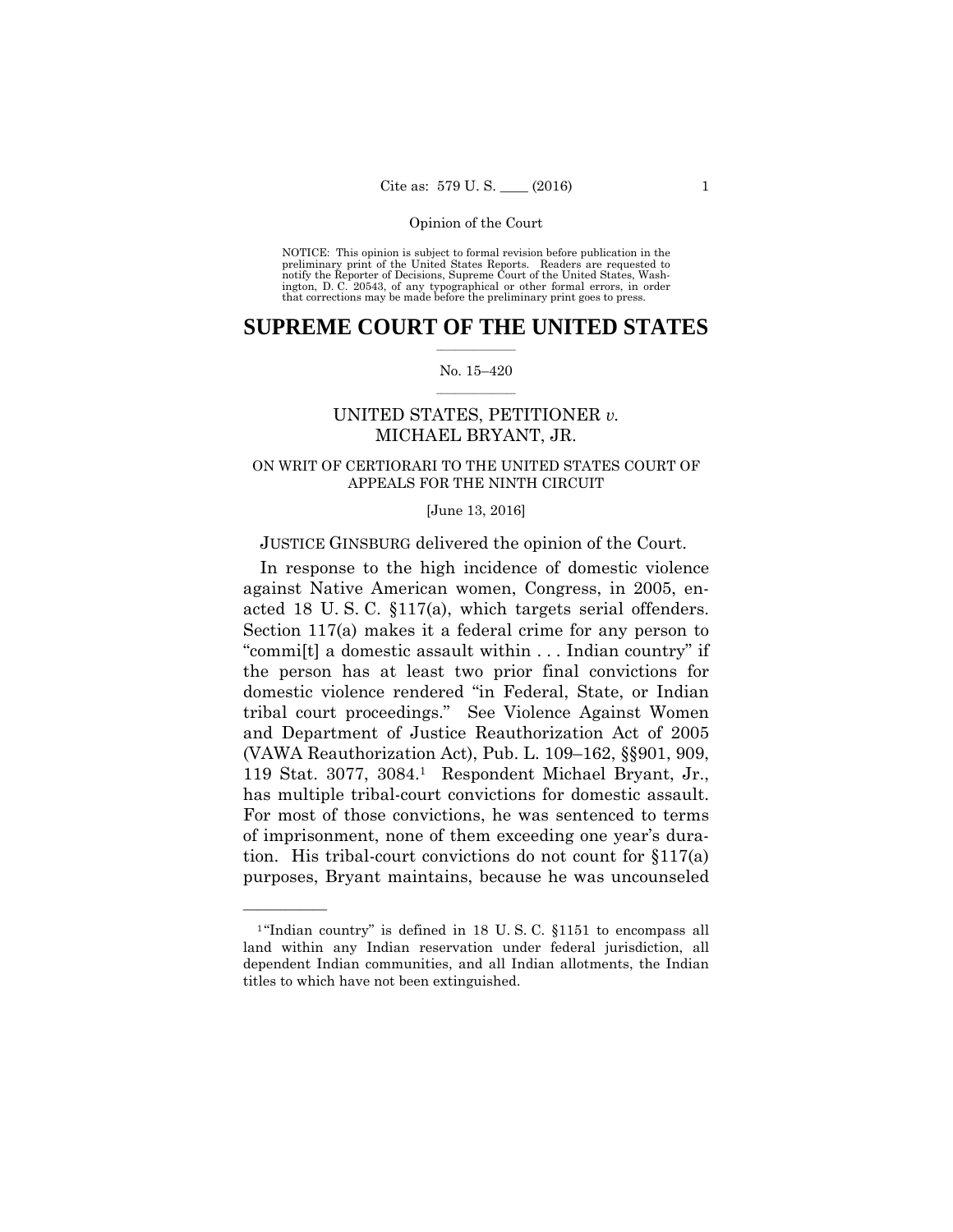Opinion of the Court

NOTICE: This opinion is subject to formal revision before publication in the preliminary print of the United States Reports. Readers are requested to notify the Reporter of Decisions, Supreme Court of the United States, Washington, D. C. 20543, of any typographical or other formal errors, in order that corrections may be made before the preliminary print goes to press.

# SUPREME COURT OF THE UNITED STATES

No. 15–420

## UNITED STATES, PETITIONER *v.* MICHAEL BRYANT, JR.

ON WRIT OF CERTIORARI TO THE UNITED STATES COURT OF APPEALS FOR THE NINTH CIRCUIT

[June 13, 2016]

JUSTICE GINSBURG delivered the opinion of the Court.

In response to the high incidence of domestic violence against Native American women, Congress, in 2005, enacted 18 U. S. C. §117(a), which targets serial offenders. Section 117(a) makes it a federal crime for any person to "commi[t] a domestic assault within . . . Indian country" if the person has at least two prior final convictions for domestic violence rendered "in Federal, State, or Indian tribal court proceedings." See Violence Against Women and Department of Justice Reauthorization Act of 2005 (VAWA Reauthorization Act), Pub. L. 109–162, §§901, 909, 119 Stat. 3077, 3084.[1] Respondent Michael Bryant, Jr., has multiple tribal-court convictions for domestic assault. For most of those convictions, he was sentenced to terms of imprisonment, none of them exceeding one year's duration. His tribal-court convictions do not count for §117(a) purposes, Bryant maintains, because he was uncounseled

[1] "Indian country" is defined in 18 U. S. C. §1151 to encompass all land within any Indian reservation under federal jurisdiction, all dependent Indian communities, and all Indian allotments, the Indian titles to which have not been extinguished.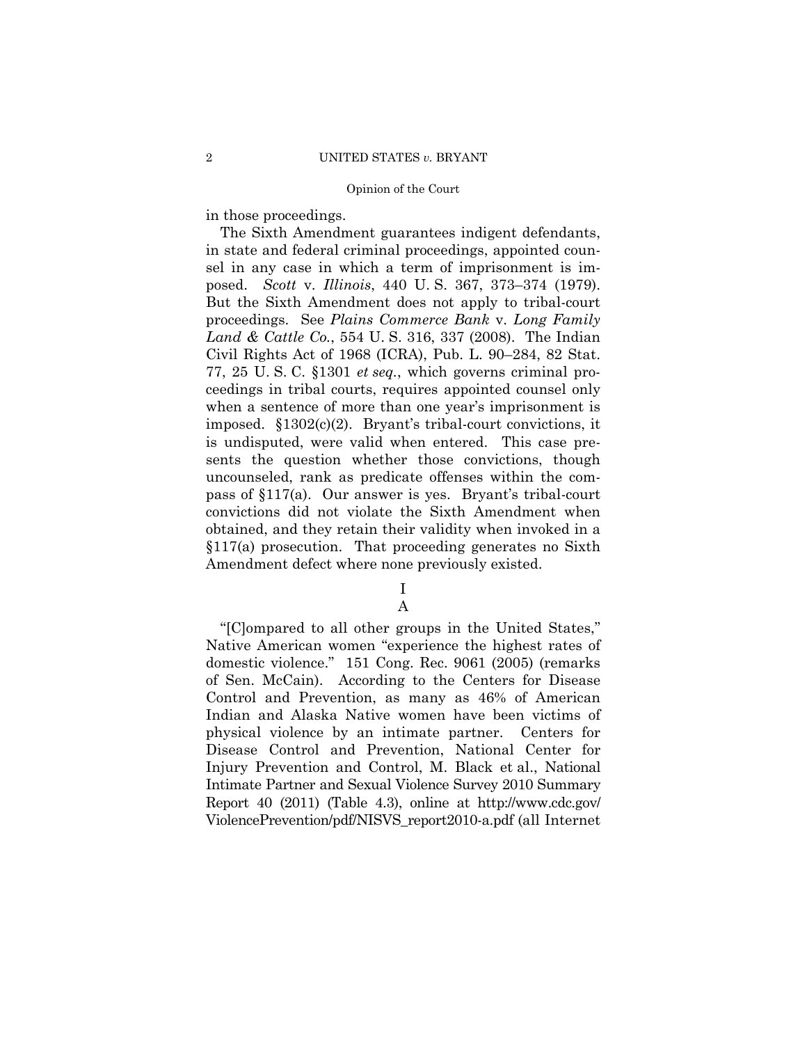in those proceedings.

The Sixth Amendment guarantees indigent defendants, in state and federal criminal proceedings, appointed counsel in any case in which a term of imprisonment is imposed. *Scott* v. *Illinois*, 440 U. S. 367, 373–374 (1979). But the Sixth Amendment does not apply to tribal-court proceedings. See *Plains Commerce Bank* v. *Long Family Land & Cattle Co.*, 554 U. S. 316, 337 (2008). The Indian Civil Rights Act of 1968 (ICRA), Pub. L. 90–284, 82 Stat. 77, 25 U. S. C. §1301 *et seq.*, which governs criminal proceedings in tribal courts, requires appointed counsel only when a sentence of more than one year's imprisonment is imposed. §1302(c)(2). Bryant's tribal-court convictions, it is undisputed, were valid when entered. This case presents the question whether those convictions, though uncounseled, rank as predicate offenses within the compass of §117(a). Our answer is yes. Bryant's tribal-court convictions did not violate the Sixth Amendment when obtained, and they retain their validity when invoked in a §117(a) prosecution. That proceeding generates no Sixth Amendment defect where none previously existed.

# I

## A

"[C]ompared to all other groups in the United States," Native American women "experience the highest rates of domestic violence." 151 Cong. Rec. 9061 (2005) (remarks of Sen. McCain). According to the Centers for Disease Control and Prevention, as many as 46% of American Indian and Alaska Native women have been victims of physical violence by an intimate partner. Centers for Disease Control and Prevention, National Center for Injury Prevention and Control, M. Black et al., National Intimate Partner and Sexual Violence Survey 2010 Summary Report 40 (2011) (Table 4.3), online at http://www.cdc.gov/ViolencePrevention/pdf/NISVS_report2010-a.pdf (all Internet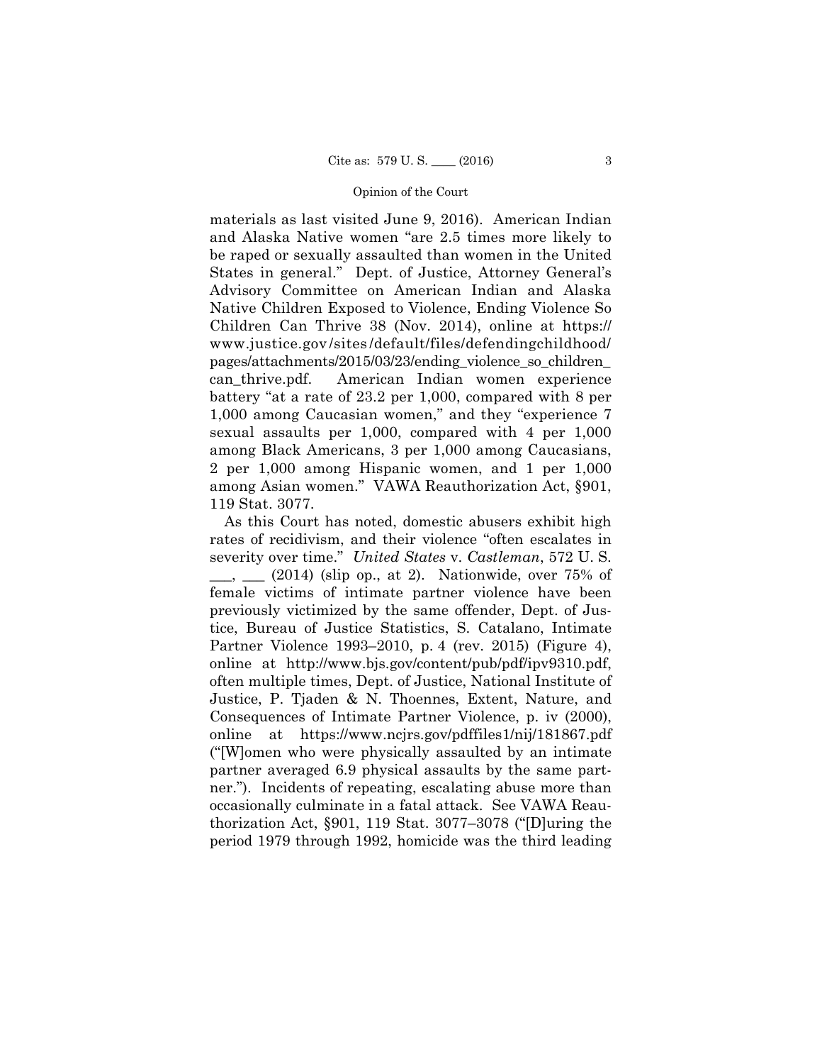materials as last visited June 9, 2016). American Indian and Alaska Native women "are 2.5 times more likely to be raped or sexually assaulted than women in the United States in general." Dept. of Justice, Attorney General's Advisory Committee on American Indian and Alaska Native Children Exposed to Violence, Ending Violence So Children Can Thrive 38 (Nov. 2014), online at https://www.justice.gov/sites/default/files/defendingchildhood/pages/attachments/2015/03/23/ending_violence_so_children_can_thrive.pdf. American Indian women experience battery "at a rate of 23.2 per 1,000, compared with 8 per 1,000 among Caucasian women," and they "experience 7 sexual assaults per 1,000, compared with 4 per 1,000 among Black Americans, 3 per 1,000 among Caucasians, 2 per 1,000 among Hispanic women, and 1 per 1,000 among Asian women." VAWA Reauthorization Act, §901, 119 Stat. 3077.

As this Court has noted, domestic abusers exhibit high rates of recidivism, and their violence "often escalates in severity over time." *United States* v. *Castleman*, 572 U. S. ___, ___ (2014) (slip op., at 2). Nationwide, over 75% of female victims of intimate partner violence have been previously victimized by the same offender, Dept. of Justice, Bureau of Justice Statistics, S. Catalano, Intimate Partner Violence 1993–2010, p. 4 (rev. 2015) (Figure 4), online at http://www.bjs.gov/content/pub/pdf/ipv9310.pdf, often multiple times, Dept. of Justice, National Institute of Justice, P. Tjaden & N. Thoennes, Extent, Nature, and Consequences of Intimate Partner Violence, p. iv (2000), online at https://www.ncjrs.gov/pdffiles1/nij/181867.pdf ("[W]omen who were physically assaulted by an intimate partner averaged 6.9 physical assaults by the same partner."). Incidents of repeating, escalating abuse more than occasionally culminate in a fatal attack. See VAWA Reauthorization Act, §901, 119 Stat. 3077–3078 ("[D]uring the period 1979 through 1992, homicide was the third leading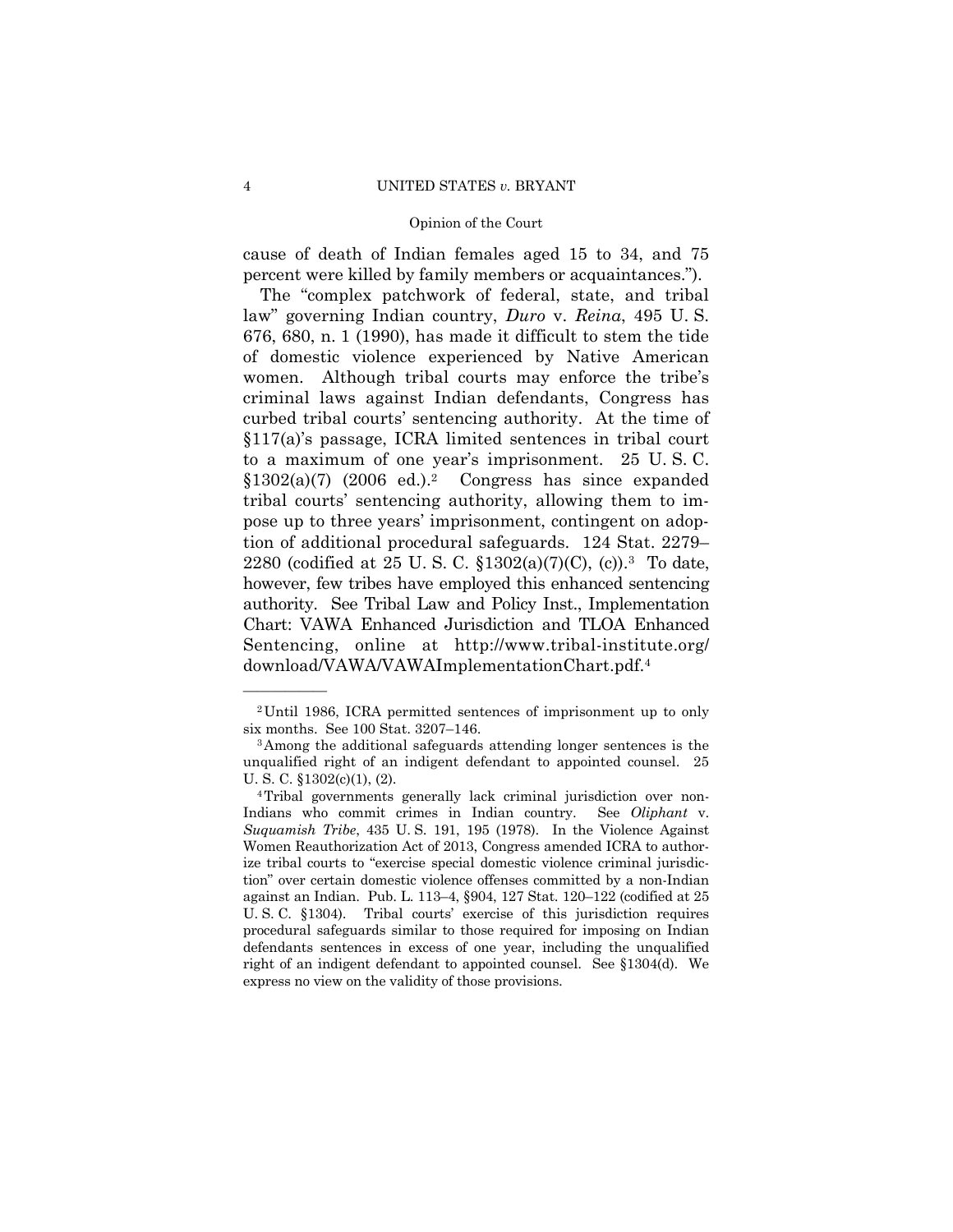cause of death of Indian females aged 15 to 34, and 75 percent were killed by family members or acquaintances.").

The "complex patchwork of federal, state, and tribal law" governing Indian country, *Duro* v. *Reina*, 495 U. S. 676, 680, n. 1 (1990), has made it difficult to stem the tide of domestic violence experienced by Native American women. Although tribal courts may enforce the tribe's criminal laws against Indian defendants, Congress has curbed tribal courts' sentencing authority. At the time of §117(a)'s passage, ICRA limited sentences in tribal court to a maximum of one year's imprisonment. 25 U. S. C. §1302(a)(7) (2006 ed.).[2] Congress has since expanded tribal courts' sentencing authority, allowing them to impose up to three years' imprisonment, contingent on adoption of additional procedural safeguards. 124 Stat. 2279–2280 (codified at 25 U. S. C. §1302(a)(7)(C), (c)).[3] To date, however, few tribes have employed this enhanced sentencing authority. See Tribal Law and Policy Inst., Implementation Chart: VAWA Enhanced Jurisdiction and TLOA Enhanced Sentencing, online at http://www.tribal-institute.org/download/VAWA/VAWAImplementationChart.pdf.[4]

---

[2] Until 1986, ICRA permitted sentences of imprisonment up to only six months. See 100 Stat. 3207–146.

[3] Among the additional safeguards attending longer sentences is the unqualified right of an indigent defendant to appointed counsel. 25 U. S. C. §1302(c)(1), (2).

[4] Tribal governments generally lack criminal jurisdiction over non-Indians who commit crimes in Indian country. See *Oliphant* v. *Suquamish Tribe*, 435 U. S. 191, 195 (1978). In the Violence Against Women Reauthorization Act of 2013, Congress amended ICRA to authorize tribal courts to "exercise special domestic violence criminal jurisdiction" over certain domestic violence offenses committed by a non-Indian against an Indian. Pub. L. 113–4, §904, 127 Stat. 120–122 (codified at 25 U. S. C. §1304). Tribal courts' exercise of this jurisdiction requires procedural safeguards similar to those required for imposing on Indian defendants sentences in excess of one year, including the unqualified right of an indigent defendant to appointed counsel. See §1304(d). We express no view on the validity of those provisions.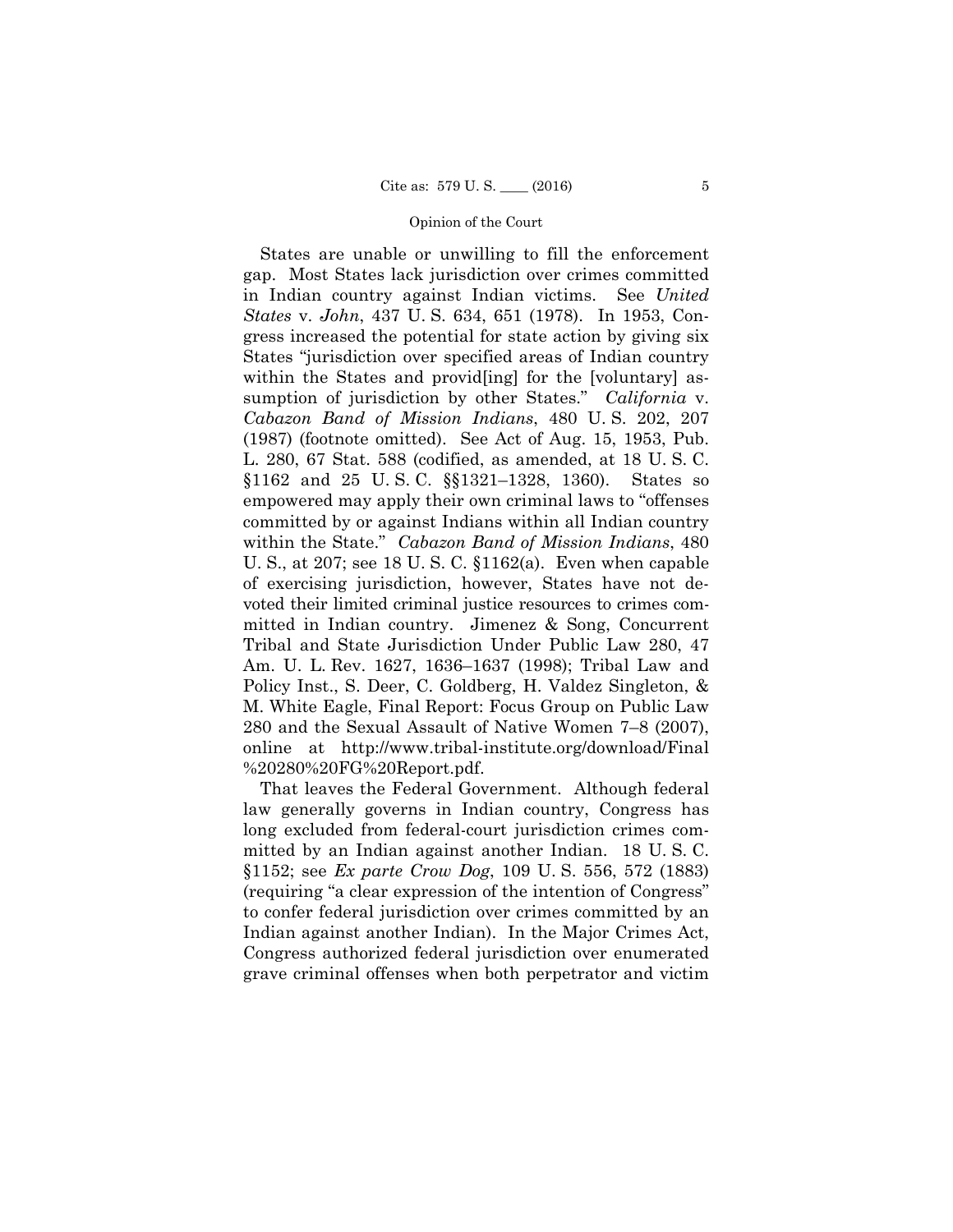States are unable or unwilling to fill the enforcement gap. Most States lack jurisdiction over crimes committed in Indian country against Indian victims. See *United States* v. *John*, 437 U. S. 634, 651 (1978). In 1953, Congress increased the potential for state action by giving six States "jurisdiction over specified areas of Indian country within the States and provid[ing] for the [voluntary] assumption of jurisdiction by other States." *California* v. *Cabazon Band of Mission Indians*, 480 U. S. 202, 207 (1987) (footnote omitted). See Act of Aug. 15, 1953, Pub. L. 280, 67 Stat. 588 (codified, as amended, at 18 U. S. C. §1162 and 25 U. S. C. §§1321–1328, 1360). States so empowered may apply their own criminal laws to "offenses committed by or against Indians within all Indian country within the State." *Cabazon Band of Mission Indians*, 480 U. S., at 207; see 18 U. S. C. §1162(a). Even when capable of exercising jurisdiction, however, States have not devoted their limited criminal justice resources to crimes committed in Indian country. Jimenez & Song, Concurrent Tribal and State Jurisdiction Under Public Law 280, 47 Am. U. L. Rev. 1627, 1636–1637 (1998); Tribal Law and Policy Inst., S. Deer, C. Goldberg, H. Valdez Singleton, & M. White Eagle, Final Report: Focus Group on Public Law 280 and the Sexual Assault of Native Women 7–8 (2007), online at http://www.tribal-institute.org/download/Final%20280%20FG%20Report.pdf.

That leaves the Federal Government. Although federal law generally governs in Indian country, Congress has long excluded from federal-court jurisdiction crimes committed by an Indian against another Indian. 18 U. S. C. §1152; see *Ex parte Crow Dog*, 109 U. S. 556, 572 (1883) (requiring "a clear expression of the intention of Congress" to confer federal jurisdiction over crimes committed by an Indian against another Indian). In the Major Crimes Act, Congress authorized federal jurisdiction over enumerated grave criminal offenses when both perpetrator and victim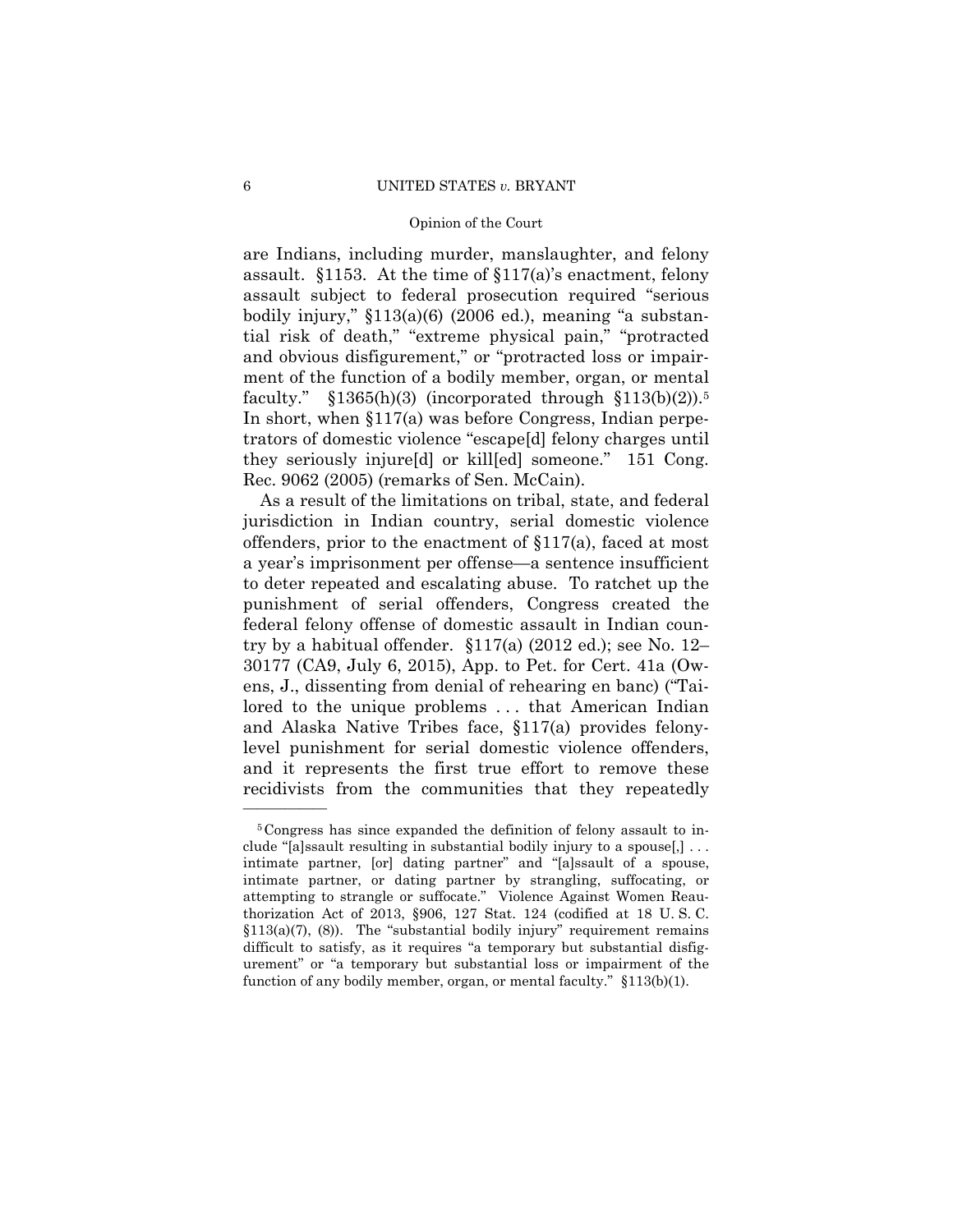are Indians, including murder, manslaughter, and felony assault. §1153. At the time of §117(a)'s enactment, felony assault subject to federal prosecution required "serious bodily injury," §113(a)(6) (2006 ed.), meaning "a substantial risk of death," "extreme physical pain," "protracted and obvious disfigurement," or "protracted loss or impairment of the function of a bodily member, organ, or mental faculty." §1365(h)(3) (incorporated through §113(b)(2)).[5] In short, when §117(a) was before Congress, Indian perpetrators of domestic violence "escape[d] felony charges until they seriously injure[d] or kill[ed] someone." 151 Cong. Rec. 9062 (2005) (remarks of Sen. McCain).

As a result of the limitations on tribal, state, and federal jurisdiction in Indian country, serial domestic violence offenders, prior to the enactment of §117(a), faced at most a year's imprisonment per offense—a sentence insufficient to deter repeated and escalating abuse. To ratchet up the punishment of serial offenders, Congress created the federal felony offense of domestic assault in Indian country by a habitual offender. §117(a) (2012 ed.); see No. 12–30177 (CA9, July 6, 2015), App. to Pet. for Cert. 41a (Owens, J., dissenting from denial of rehearing en banc) ("Tailored to the unique problems . . . that American Indian and Alaska Native Tribes face, §117(a) provides felony-level punishment for serial domestic violence offenders, and it represents the first true effort to remove these recidivists from the communities that they repeatedly

---

[5] Congress has since expanded the definition of felony assault to include "[a]ssault resulting in substantial bodily injury to a spouse[,] . . . intimate partner, [or] dating partner" and "[a]ssault of a spouse, intimate partner, or dating partner by strangling, suffocating, or attempting to strangle or suffocate." Violence Against Women Reauthorization Act of 2013, §906, 127 Stat. 124 (codified at 18 U. S. C. §113(a)(7), (8)). The "substantial bodily injury" requirement remains difficult to satisfy, as it requires "a temporary but substantial disfigurement" or "a temporary but substantial loss or impairment of the function of any bodily member, organ, or mental faculty." §113(b)(1).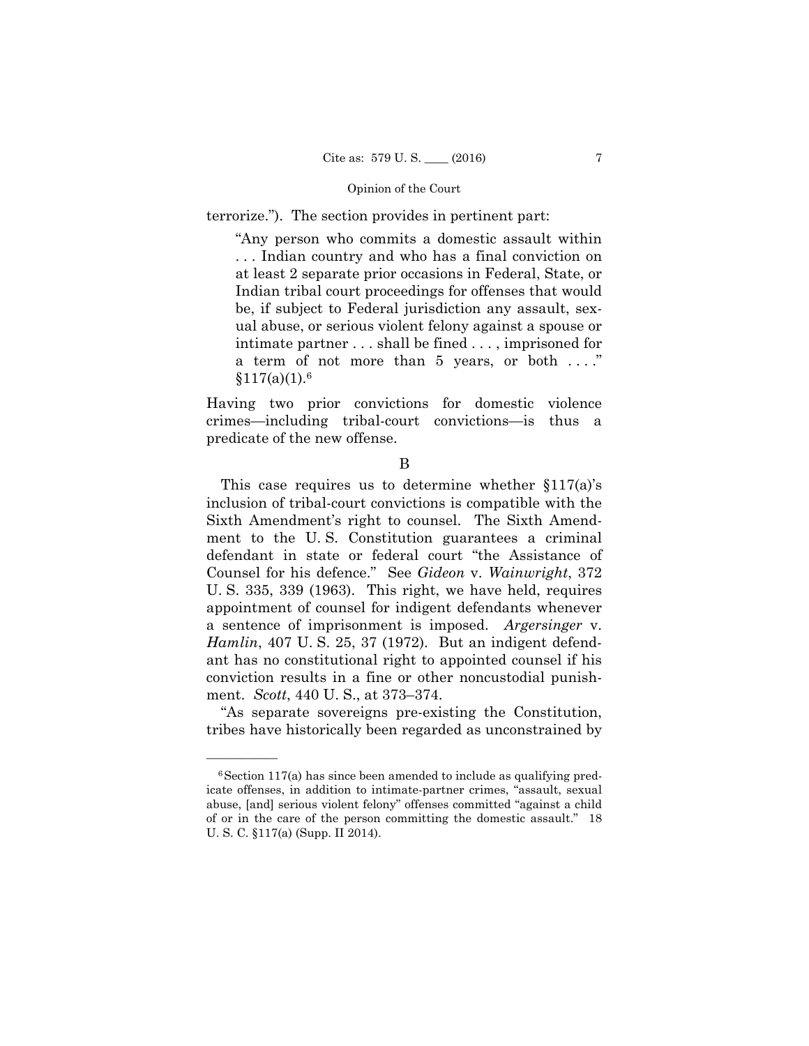terrorize."). The section provides in pertinent part:

> "Any person who commits a domestic assault within . . . Indian country and who has a final conviction on at least 2 separate prior occasions in Federal, State, or Indian tribal court proceedings for offenses that would be, if subject to Federal jurisdiction any assault, sexual abuse, or serious violent felony against a spouse or intimate partner . . . shall be fined . . . , imprisoned for a term of not more than 5 years, or both . . . ." §117(a)(1).[6]

Having two prior convictions for domestic violence crimes—including tribal-court convictions—is thus a predicate of the new offense.

### B

This case requires us to determine whether §117(a)'s inclusion of tribal-court convictions is compatible with the Sixth Amendment's right to counsel. The Sixth Amendment to the U. S. Constitution guarantees a criminal defendant in state or federal court "the Assistance of Counsel for his defence." See *Gideon* v. *Wainwright*, 372 U. S. 335, 339 (1963). This right, we have held, requires appointment of counsel for indigent defendants whenever a sentence of imprisonment is imposed. *Argersinger* v. *Hamlin*, 407 U. S. 25, 37 (1972). But an indigent defendant has no constitutional right to appointed counsel if his conviction results in a fine or other noncustodial punishment. *Scott*, 440 U. S., at 373–374.

"As separate sovereigns pre-existing the Constitution, tribes have historically been regarded as unconstrained by

---

[6] Section 117(a) has since been amended to include as qualifying predicate offenses, in addition to intimate-partner crimes, "assault, sexual abuse, [and] serious violent felony" offenses committed "against a child of or in the care of the person committing the domestic assault." 18 U. S. C. §117(a) (Supp. II 2014).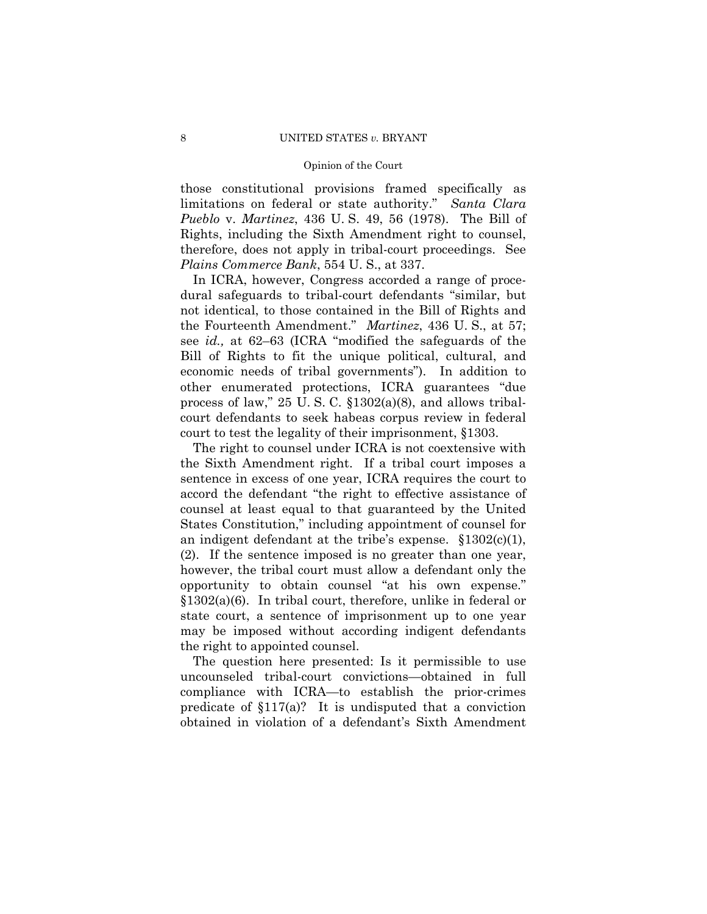those constitutional provisions framed specifically as limitations on federal or state authority." *Santa Clara Pueblo* v. *Martinez*, 436 U. S. 49, 56 (1978). The Bill of Rights, including the Sixth Amendment right to counsel, therefore, does not apply in tribal-court proceedings. See *Plains Commerce Bank*, 554 U. S., at 337.

In ICRA, however, Congress accorded a range of procedural safeguards to tribal-court defendants "similar, but not identical, to those contained in the Bill of Rights and the Fourteenth Amendment." *Martinez*, 436 U. S., at 57; see *id.,* at 62–63 (ICRA "modified the safeguards of the Bill of Rights to fit the unique political, cultural, and economic needs of tribal governments"). In addition to other enumerated protections, ICRA guarantees "due process of law," 25 U. S. C. §1302(a)(8), and allows tribal-court defendants to seek habeas corpus review in federal court to test the legality of their imprisonment, §1303.

The right to counsel under ICRA is not coextensive with the Sixth Amendment right. If a tribal court imposes a sentence in excess of one year, ICRA requires the court to accord the defendant "the right to effective assistance of counsel at least equal to that guaranteed by the United States Constitution," including appointment of counsel for an indigent defendant at the tribe's expense. §1302(c)(1), (2). If the sentence imposed is no greater than one year, however, the tribal court must allow a defendant only the opportunity to obtain counsel "at his own expense." §1302(a)(6). In tribal court, therefore, unlike in federal or state court, a sentence of imprisonment up to one year may be imposed without according indigent defendants the right to appointed counsel.

The question here presented: Is it permissible to use uncounseled tribal-court convictions—obtained in full compliance with ICRA—to establish the prior-crimes predicate of §117(a)? It is undisputed that a conviction obtained in violation of a defendant's Sixth Amendment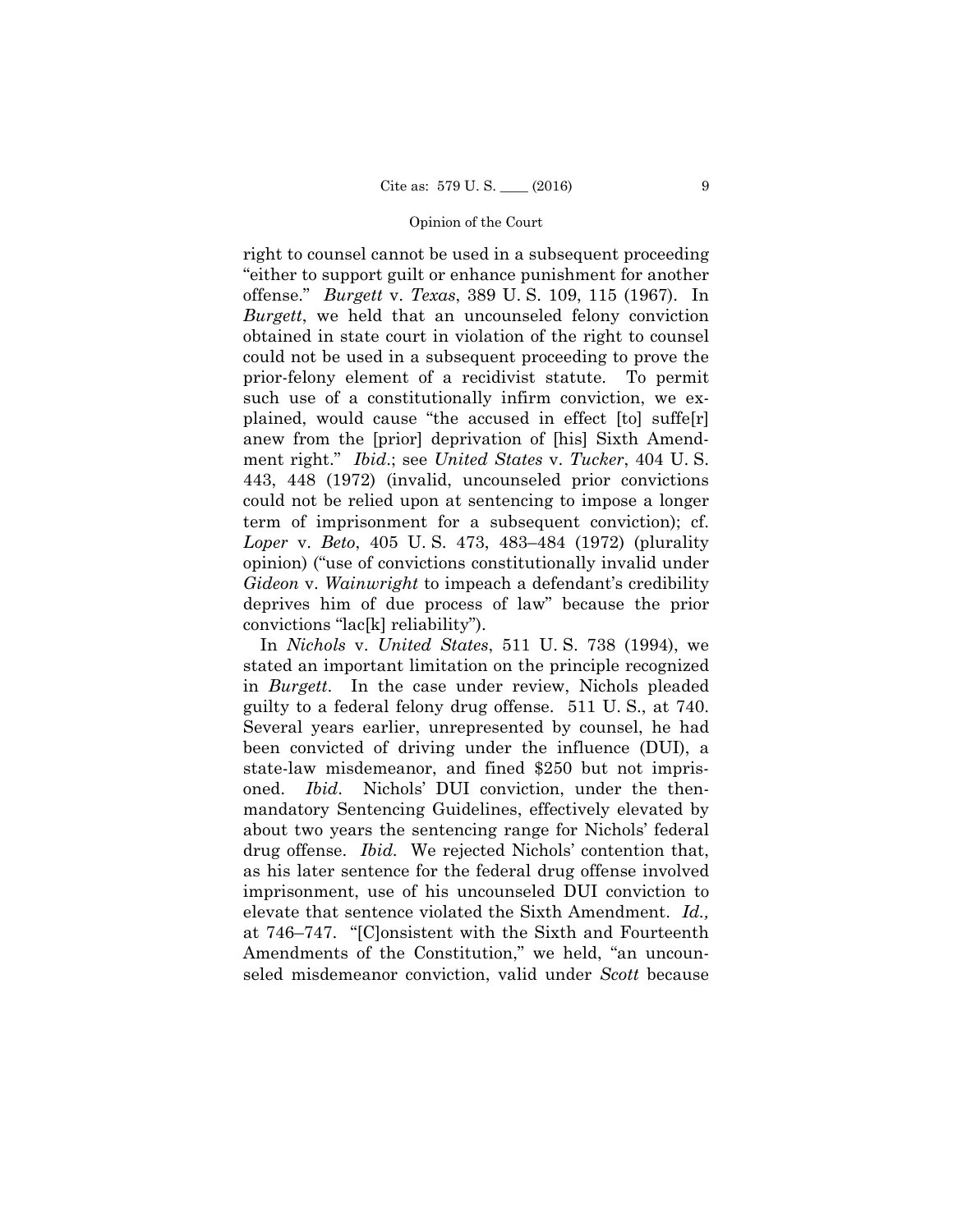right to counsel cannot be used in a subsequent proceeding "either to support guilt or enhance punishment for another offense." *Burgett* v. *Texas*, 389 U. S. 109, 115 (1967). In *Burgett*, we held that an uncounseled felony conviction obtained in state court in violation of the right to counsel could not be used in a subsequent proceeding to prove the prior-felony element of a recidivist statute. To permit such use of a constitutionally infirm conviction, we explained, would cause "the accused in effect [to] suffe[r] anew from the [prior] deprivation of [his] Sixth Amendment right." *Ibid*.; see *United States* v. *Tucker*, 404 U. S. 443, 448 (1972) (invalid, uncounseled prior convictions could not be relied upon at sentencing to impose a longer term of imprisonment for a subsequent conviction); cf. *Loper* v. *Beto*, 405 U. S. 473, 483–484 (1972) (plurality opinion) ("use of convictions constitutionally invalid under *Gideon* v. *Wainwright* to impeach a defendant's credibility deprives him of due process of law" because the prior convictions "lac[k] reliability").

In *Nichols* v. *United States*, 511 U. S. 738 (1994), we stated an important limitation on the principle recognized in *Burgett*. In the case under review, Nichols pleaded guilty to a federal felony drug offense. 511 U. S., at 740. Several years earlier, unrepresented by counsel, he had been convicted of driving under the influence (DUI), a state-law misdemeanor, and fined $250 but not imprisoned. *Ibid*. Nichols' DUI conviction, under the then-mandatory Sentencing Guidelines, effectively elevated by about two years the sentencing range for Nichols' federal drug offense. *Ibid.* We rejected Nichols' contention that, as his later sentence for the federal drug offense involved imprisonment, use of his uncounseled DUI conviction to elevate that sentence violated the Sixth Amendment. *Id.,* at 746–747. "[C]onsistent with the Sixth and Fourteenth Amendments of the Constitution," we held, "an uncounseled misdemeanor conviction, valid under *Scott* because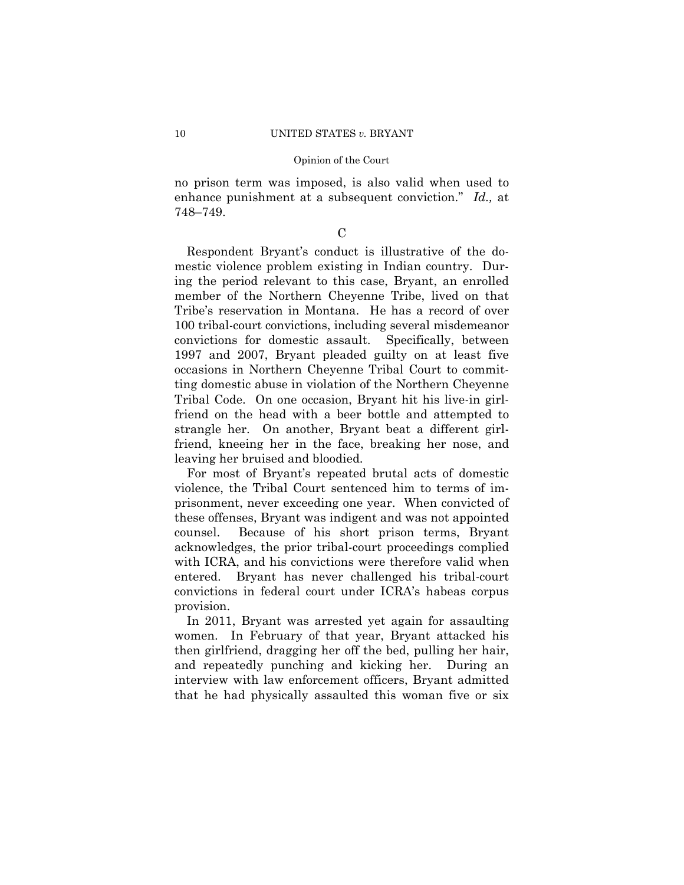no prison term was imposed, is also valid when used to enhance punishment at a subsequent conviction." *Id.,* at 748–749.

C

Respondent Bryant's conduct is illustrative of the domestic violence problem existing in Indian country. During the period relevant to this case, Bryant, an enrolled member of the Northern Cheyenne Tribe, lived on that Tribe's reservation in Montana. He has a record of over 100 tribal-court convictions, including several misdemeanor convictions for domestic assault. Specifically, between 1997 and 2007, Bryant pleaded guilty on at least five occasions in Northern Cheyenne Tribal Court to committing domestic abuse in violation of the Northern Cheyenne Tribal Code. On one occasion, Bryant hit his live-in girlfriend on the head with a beer bottle and attempted to strangle her. On another, Bryant beat a different girlfriend, kneeing her in the face, breaking her nose, and leaving her bruised and bloodied.

For most of Bryant's repeated brutal acts of domestic violence, the Tribal Court sentenced him to terms of imprisonment, never exceeding one year. When convicted of these offenses, Bryant was indigent and was not appointed counsel. Because of his short prison terms, Bryant acknowledges, the prior tribal-court proceedings complied with ICRA, and his convictions were therefore valid when entered. Bryant has never challenged his tribal-court convictions in federal court under ICRA's habeas corpus provision.

In 2011, Bryant was arrested yet again for assaulting women. In February of that year, Bryant attacked his then girlfriend, dragging her off the bed, pulling her hair, and repeatedly punching and kicking her. During an interview with law enforcement officers, Bryant admitted that he had physically assaulted this woman five or six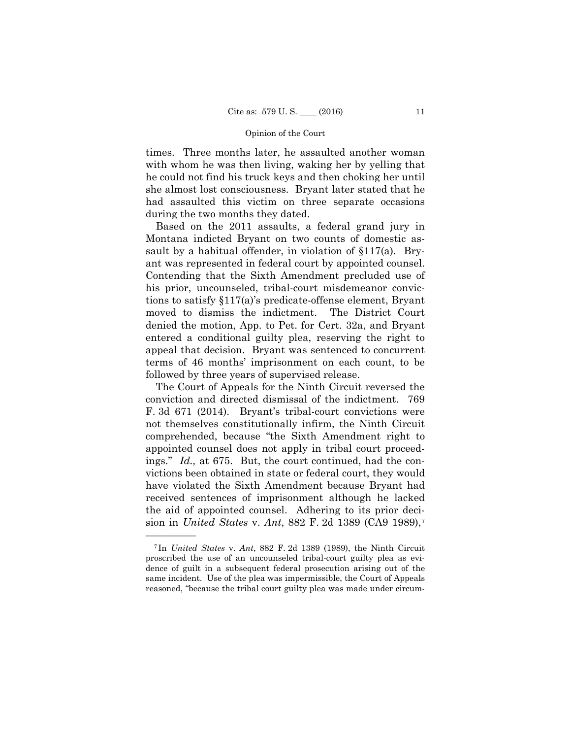times. Three months later, he assaulted another woman with whom he was then living, waking her by yelling that he could not find his truck keys and then choking her until she almost lost consciousness. Bryant later stated that he had assaulted this victim on three separate occasions during the two months they dated.

Based on the 2011 assaults, a federal grand jury in Montana indicted Bryant on two counts of domestic assault by a habitual offender, in violation of §117(a). Bryant was represented in federal court by appointed counsel. Contending that the Sixth Amendment precluded use of his prior, uncounseled, tribal-court misdemeanor convictions to satisfy §117(a)'s predicate-offense element, Bryant moved to dismiss the indictment. The District Court denied the motion, App. to Pet. for Cert. 32a, and Bryant entered a conditional guilty plea, reserving the right to appeal that decision. Bryant was sentenced to concurrent terms of 46 months' imprisonment on each count, to be followed by three years of supervised release.

The Court of Appeals for the Ninth Circuit reversed the conviction and directed dismissal of the indictment. 769 F. 3d 671 (2014). Bryant's tribal-court convictions were not themselves constitutionally infirm, the Ninth Circuit comprehended, because "the Sixth Amendment right to appointed counsel does not apply in tribal court proceedings." *Id.,* at 675. But, the court continued, had the convictions been obtained in state or federal court, they would have violated the Sixth Amendment because Bryant had received sentences of imprisonment although he lacked the aid of appointed counsel. Adhering to its prior decision in *United States* v. *Ant*, 882 F. 2d 1389 (CA9 1989),[7]

---

[7] In *United States* v. *Ant*, 882 F. 2d 1389 (1989), the Ninth Circuit proscribed the use of an uncounseled tribal-court guilty plea as evidence of guilt in a subsequent federal prosecution arising out of the same incident. Use of the plea was impermissible, the Court of Appeals reasoned, "because the tribal court guilty plea was made under circum-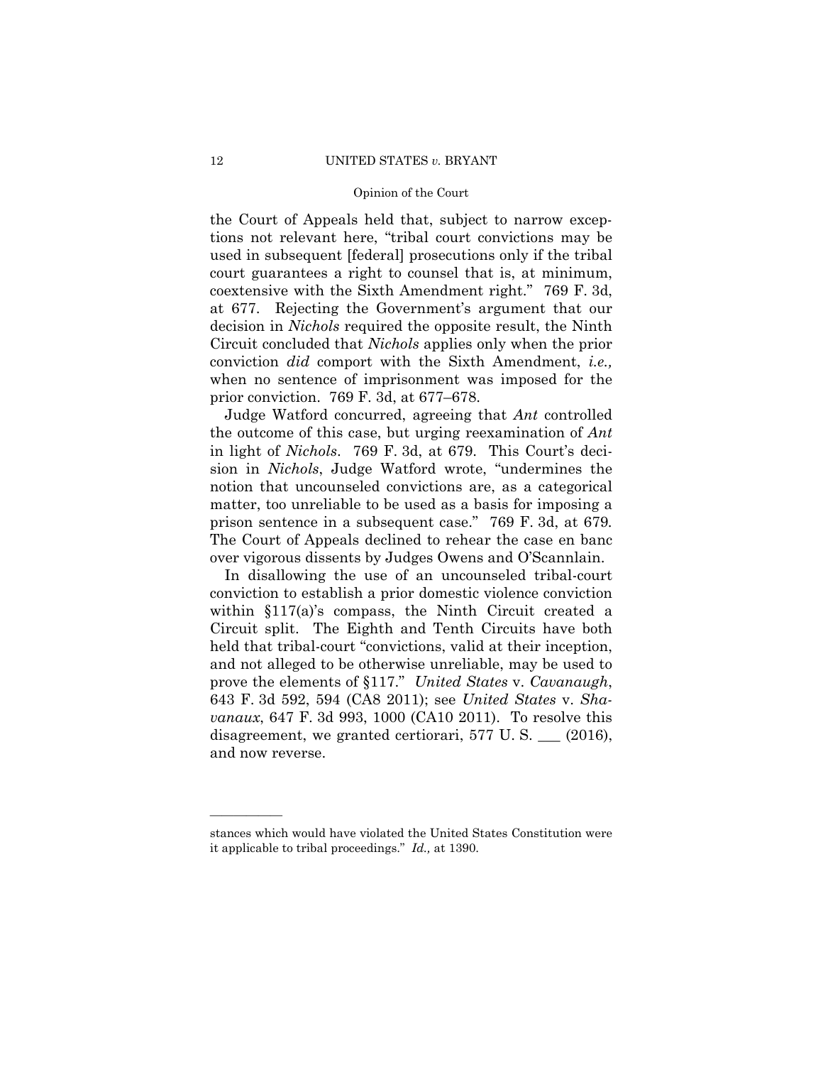the Court of Appeals held that, subject to narrow exceptions not relevant here, "tribal court convictions may be used in subsequent [federal] prosecutions only if the tribal court guarantees a right to counsel that is, at minimum, coextensive with the Sixth Amendment right." 769 F. 3d, at 677. Rejecting the Government's argument that our decision in *Nichols* required the opposite result, the Ninth Circuit concluded that *Nichols* applies only when the prior conviction *did* comport with the Sixth Amendment, *i.e.,* when no sentence of imprisonment was imposed for the prior conviction. 769 F. 3d, at 677–678.

Judge Watford concurred, agreeing that *Ant* controlled the outcome of this case, but urging reexamination of *Ant* in light of *Nichols*. 769 F. 3d, at 679. This Court's decision in *Nichols*, Judge Watford wrote, "undermines the notion that uncounseled convictions are, as a categorical matter, too unreliable to be used as a basis for imposing a prison sentence in a subsequent case." 769 F. 3d, at 679. The Court of Appeals declined to rehear the case en banc over vigorous dissents by Judges Owens and O'Scannlain.

In disallowing the use of an uncounseled tribal-court conviction to establish a prior domestic violence conviction within §117(a)'s compass, the Ninth Circuit created a Circuit split. The Eighth and Tenth Circuits have both held that tribal-court "convictions, valid at their inception, and not alleged to be otherwise unreliable, may be used to prove the elements of §117." *United States* v. *Cavanaugh*, 643 F. 3d 592, 594 (CA8 2011); see *United States* v. *Shavanaux*, 647 F. 3d 993, 1000 (CA10 2011). To resolve this disagreement, we granted certiorari, 577 U. S. ___ (2016), and now reverse.

———————

stances which would have violated the United States Constitution were it applicable to tribal proceedings." *Id.,* at 1390.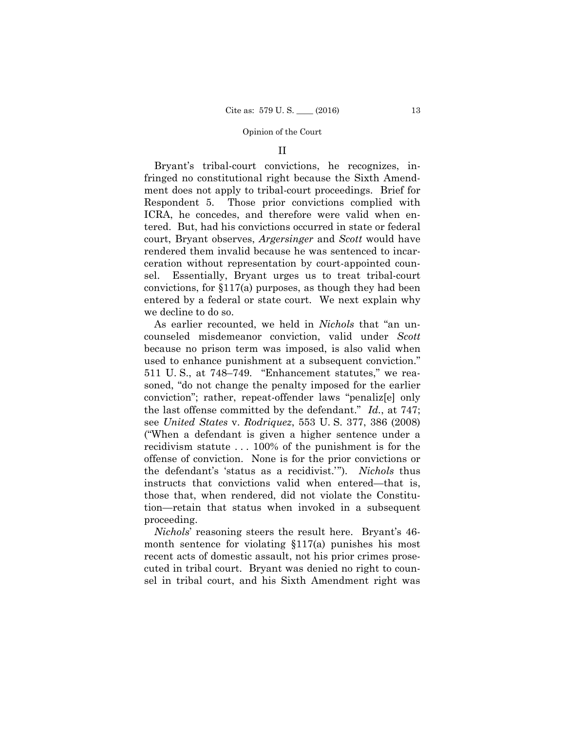## II

Bryant's tribal-court convictions, he recognizes, infringed no constitutional right because the Sixth Amendment does not apply to tribal-court proceedings. Brief for Respondent 5. Those prior convictions complied with ICRA, he concedes, and therefore were valid when entered. But, had his convictions occurred in state or federal court, Bryant observes, *Argersinger* and *Scott* would have rendered them invalid because he was sentenced to incarceration without representation by court-appointed counsel. Essentially, Bryant urges us to treat tribal-court convictions, for §117(a) purposes, as though they had been entered by a federal or state court. We next explain why we decline to do so.

As earlier recounted, we held in *Nichols* that "an uncounseled misdemeanor conviction, valid under *Scott* because no prison term was imposed, is also valid when used to enhance punishment at a subsequent conviction." 511 U. S., at 748–749. "Enhancement statutes," we reasoned, "do not change the penalty imposed for the earlier conviction"; rather, repeat-offender laws "penaliz[e] only the last offense committed by the defendant." *Id.*, at 747; see *United States* v. *Rodriquez*, 553 U. S. 377, 386 (2008) ("When a defendant is given a higher sentence under a recidivism statute . . . 100% of the punishment is for the offense of conviction. None is for the prior convictions or the defendant's 'status as a recidivist.'"). *Nichols* thus instructs that convictions valid when entered—that is, those that, when rendered, did not violate the Constitution—retain that status when invoked in a subsequent proceeding.

*Nichols*' reasoning steers the result here. Bryant's 46-month sentence for violating §117(a) punishes his most recent acts of domestic assault, not his prior crimes prosecuted in tribal court. Bryant was denied no right to counsel in tribal court, and his Sixth Amendment right was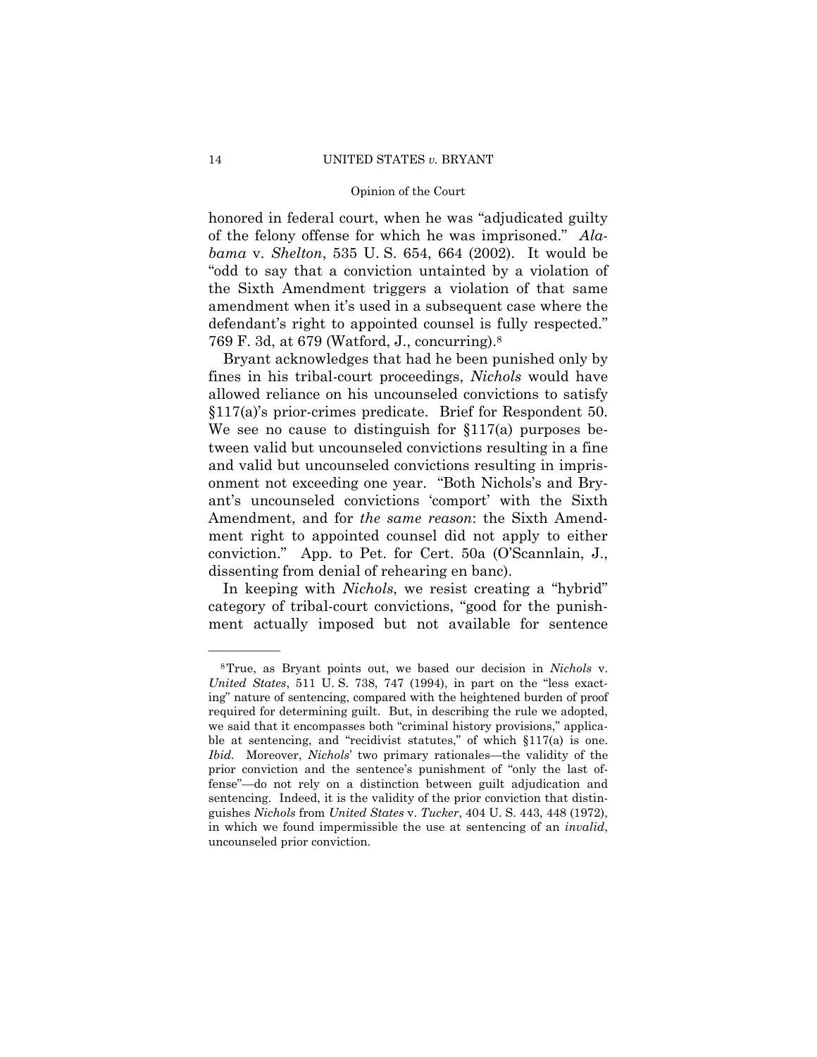honored in federal court, when he was "adjudicated guilty of the felony offense for which he was imprisoned." *Alabama* v. *Shelton*, 535 U. S. 654, 664 (2002). It would be "odd to say that a conviction untainted by a violation of the Sixth Amendment triggers a violation of that same amendment when it's used in a subsequent case where the defendant's right to appointed counsel is fully respected." 769 F. 3d, at 679 (Watford, J., concurring).[8]

Bryant acknowledges that had he been punished only by fines in his tribal-court proceedings, *Nichols* would have allowed reliance on his uncounseled convictions to satisfy §117(a)'s prior-crimes predicate. Brief for Respondent 50. We see no cause to distinguish for §117(a) purposes between valid but uncounseled convictions resulting in a fine and valid but uncounseled convictions resulting in imprisonment not exceeding one year. "Both Nichols's and Bryant's uncounseled convictions 'comport' with the Sixth Amendment, and for *the same reason*: the Sixth Amendment right to appointed counsel did not apply to either conviction." App. to Pet. for Cert. 50a (O'Scannlain, J., dissenting from denial of rehearing en banc).

In keeping with *Nichols*, we resist creating a "hybrid" category of tribal-court convictions, "good for the punishment actually imposed but not available for sentence

---

[8] True, as Bryant points out, we based our decision in *Nichols* v. *United States*, 511 U. S. 738, 747 (1994), in part on the "less exacting" nature of sentencing, compared with the heightened burden of proof required for determining guilt. But, in describing the rule we adopted, we said that it encompasses both "criminal history provisions," applicable at sentencing, and "recidivist statutes," of which §117(a) is one. *Ibid.* Moreover, *Nichols*' two primary rationales—the validity of the prior conviction and the sentence's punishment of "only the last offense"—do not rely on a distinction between guilt adjudication and sentencing. Indeed, it is the validity of the prior conviction that distinguishes *Nichols* from *United States* v. *Tucker*, 404 U. S. 443, 448 (1972), in which we found impermissible the use at sentencing of an *invalid*, uncounseled prior conviction.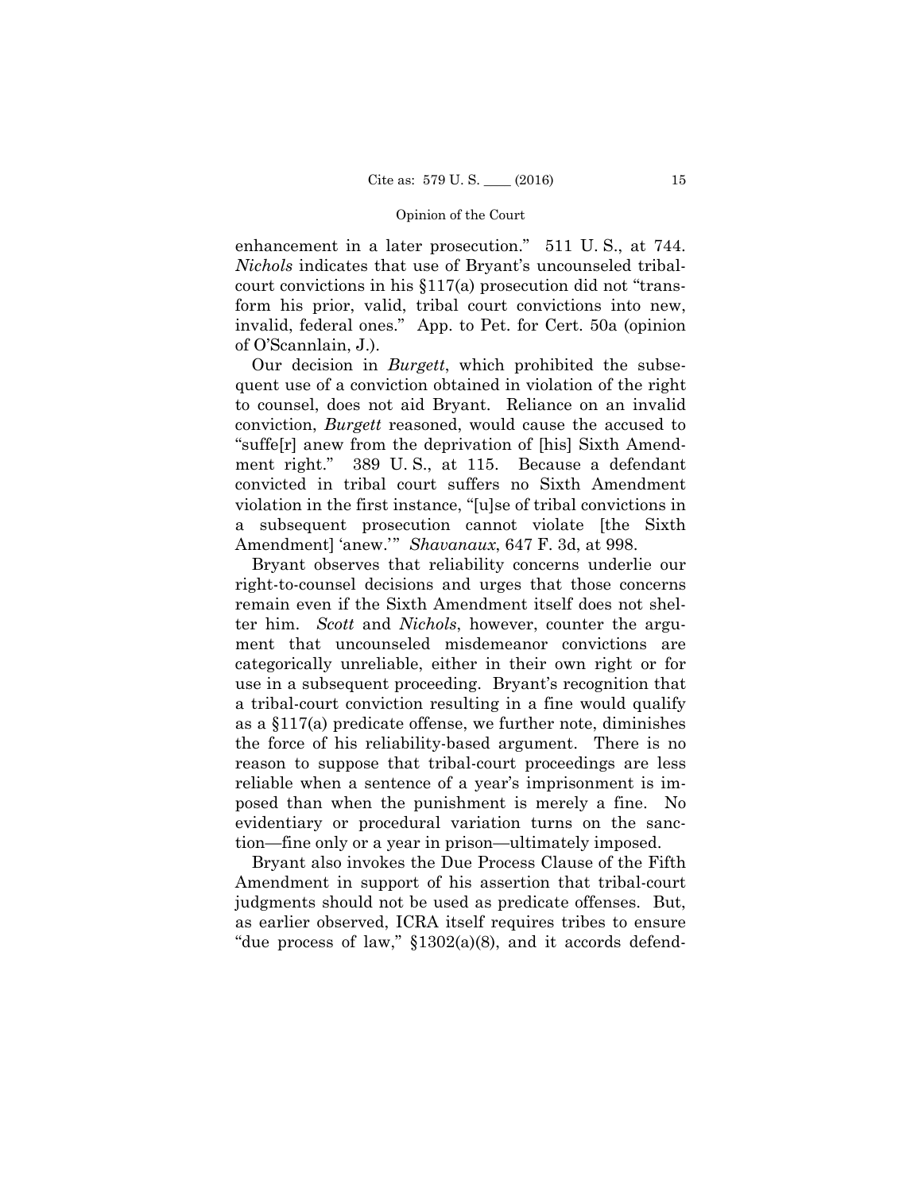enhancement in a later prosecution." 511 U. S., at 744. *Nichols* indicates that use of Bryant's uncounseled tribal-court convictions in his §117(a) prosecution did not "transform his prior, valid, tribal court convictions into new, invalid, federal ones." App. to Pet. for Cert. 50a (opinion of O'Scannlain, J.).

Our decision in *Burgett*, which prohibited the subsequent use of a conviction obtained in violation of the right to counsel, does not aid Bryant. Reliance on an invalid conviction, *Burgett* reasoned, would cause the accused to "suffe[r] anew from the deprivation of [his] Sixth Amendment right." 389 U. S., at 115. Because a defendant convicted in tribal court suffers no Sixth Amendment violation in the first instance, "[u]se of tribal convictions in a subsequent prosecution cannot violate [the Sixth Amendment] 'anew.'" *Shavanaux*, 647 F. 3d, at 998.

Bryant observes that reliability concerns underlie our right-to-counsel decisions and urges that those concerns remain even if the Sixth Amendment itself does not shelter him. *Scott* and *Nichols*, however, counter the argument that uncounseled misdemeanor convictions are categorically unreliable, either in their own right or for use in a subsequent proceeding. Bryant's recognition that a tribal-court conviction resulting in a fine would qualify as a §117(a) predicate offense, we further note, diminishes the force of his reliability-based argument. There is no reason to suppose that tribal-court proceedings are less reliable when a sentence of a year's imprisonment is imposed than when the punishment is merely a fine. No evidentiary or procedural variation turns on the sanction—fine only or a year in prison—ultimately imposed.

Bryant also invokes the Due Process Clause of the Fifth Amendment in support of his assertion that tribal-court judgments should not be used as predicate offenses. But, as earlier observed, ICRA itself requires tribes to ensure "due process of law," §1302(a)(8), and it accords defend-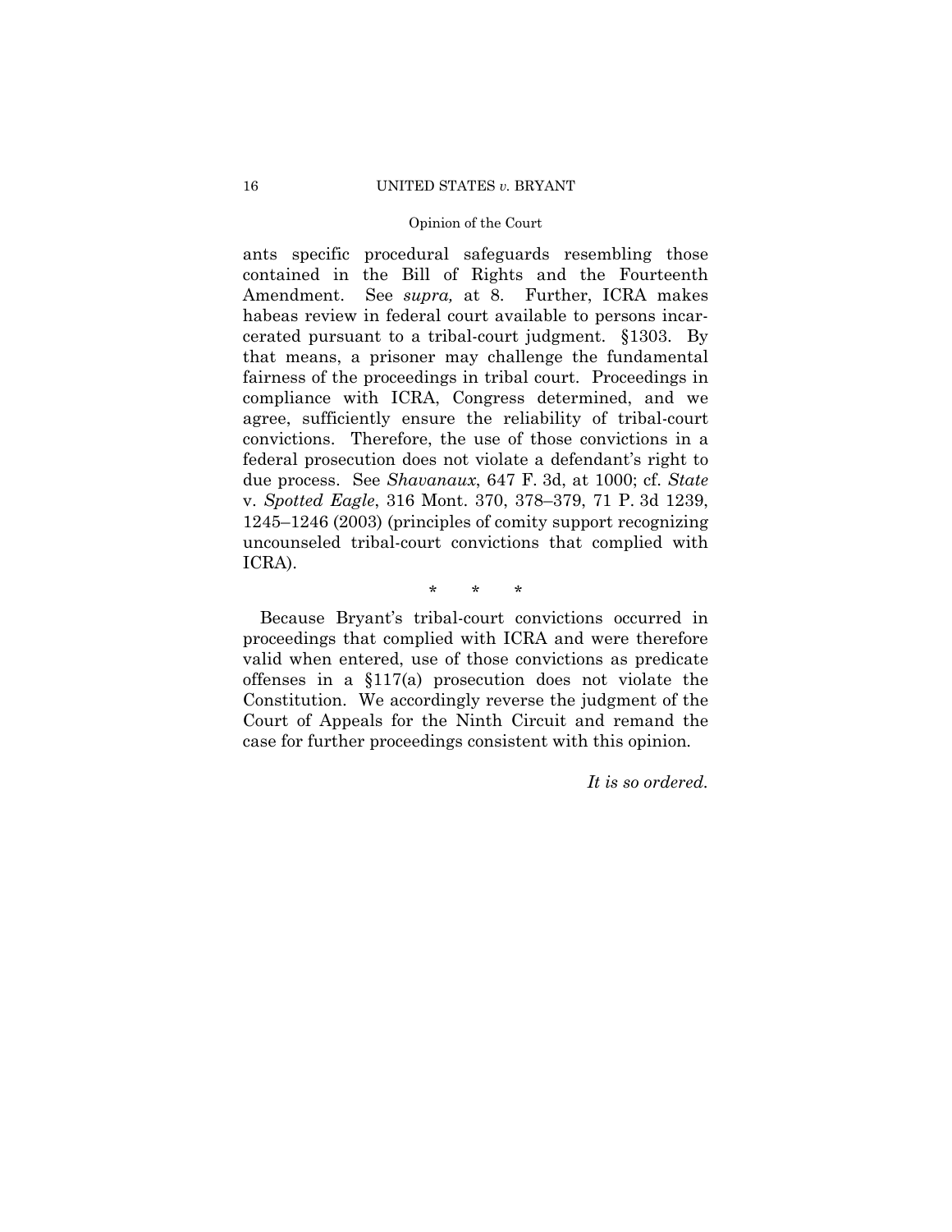ants specific procedural safeguards resembling those contained in the Bill of Rights and the Fourteenth Amendment. See *supra,* at 8. Further, ICRA makes habeas review in federal court available to persons incarcerated pursuant to a tribal-court judgment. §1303. By that means, a prisoner may challenge the fundamental fairness of the proceedings in tribal court. Proceedings in compliance with ICRA, Congress determined, and we agree, sufficiently ensure the reliability of tribal-court convictions. Therefore, the use of those convictions in a federal prosecution does not violate a defendant's right to due process. See *Shavanaux*, 647 F. 3d, at 1000; cf. *State* v. *Spotted Eagle*, 316 Mont. 370, 378–379, 71 P. 3d 1239, 1245–1246 (2003) (principles of comity support recognizing uncounseled tribal-court convictions that complied with ICRA).

\* \* \*

Because Bryant's tribal-court convictions occurred in proceedings that complied with ICRA and were therefore valid when entered, use of those convictions as predicate offenses in a §117(a) prosecution does not violate the Constitution. We accordingly reverse the judgment of the Court of Appeals for the Ninth Circuit and remand the case for further proceedings consistent with this opinion.

*It is so ordered.*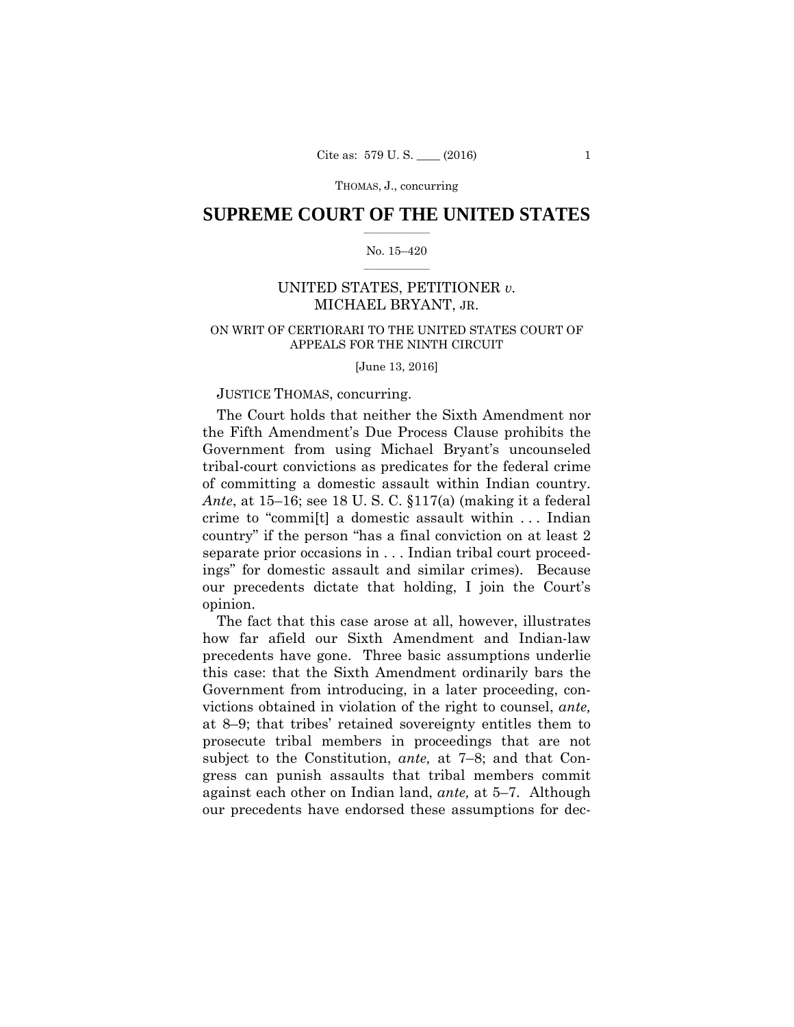# SUPREME COURT OF THE UNITED STATES

No. 15–420

UNITED STATES, PETITIONER *v.* MICHAEL BRYANT, JR.

ON WRIT OF CERTIORARI TO THE UNITED STATES COURT OF APPEALS FOR THE NINTH CIRCUIT

[June 13, 2016]

JUSTICE THOMAS, concurring.

The Court holds that neither the Sixth Amendment nor the Fifth Amendment's Due Process Clause prohibits the Government from using Michael Bryant's uncounseled tribal-court convictions as predicates for the federal crime of committing a domestic assault within Indian country. *Ante*, at 15–16; see 18 U. S. C. §117(a) (making it a federal crime to "commi[t] a domestic assault within . . . Indian country" if the person "has a final conviction on at least 2 separate prior occasions in . . . Indian tribal court proceedings" for domestic assault and similar crimes). Because our precedents dictate that holding, I join the Court's opinion.

The fact that this case arose at all, however, illustrates how far afield our Sixth Amendment and Indian-law precedents have gone. Three basic assumptions underlie this case: that the Sixth Amendment ordinarily bars the Government from introducing, in a later proceeding, convictions obtained in violation of the right to counsel, *ante,* at 8–9; that tribes' retained sovereignty entitles them to prosecute tribal members in proceedings that are not subject to the Constitution, *ante,* at 7–8; and that Congress can punish assaults that tribal members commit against each other on Indian land, *ante,* at 5–7. Although our precedents have endorsed these assumptions for dec-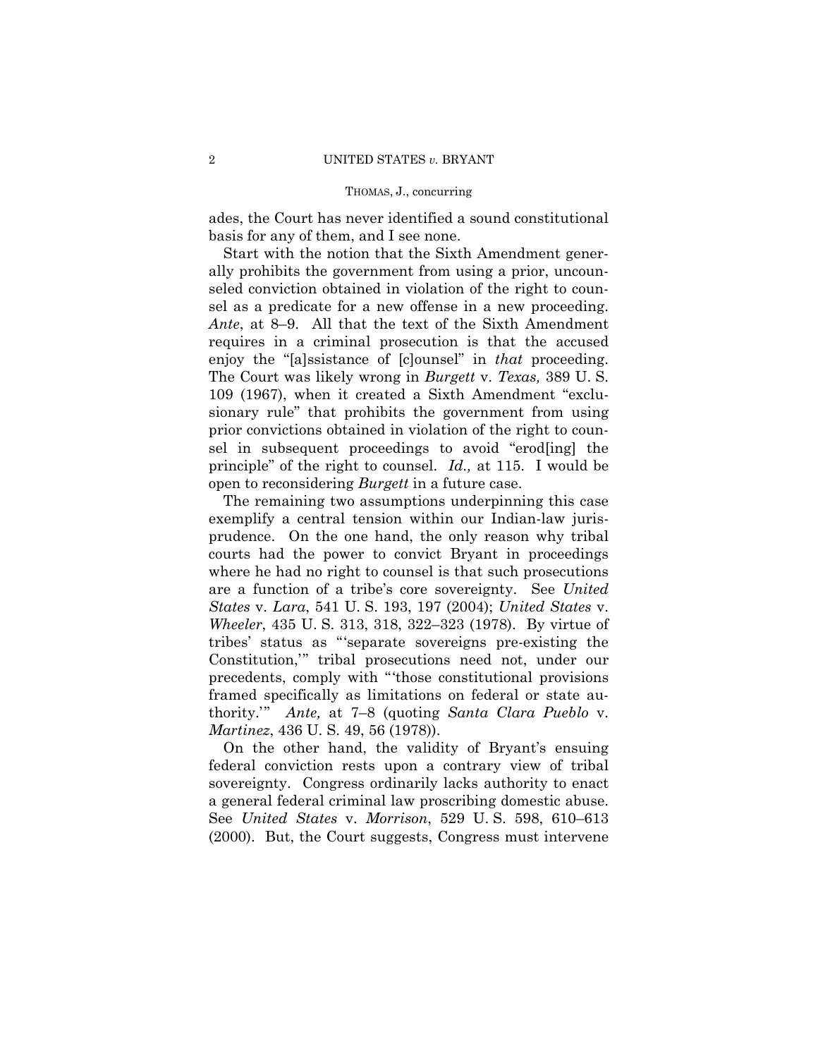ades, the Court has never identified a sound constitutional basis for any of them, and I see none.

Start with the notion that the Sixth Amendment generally prohibits the government from using a prior, uncounseled conviction obtained in violation of the right to counsel as a predicate for a new offense in a new proceeding. *Ante*, at 8–9. All that the text of the Sixth Amendment requires in a criminal prosecution is that the accused enjoy the "[a]ssistance of [c]ounsel" in *that* proceeding. The Court was likely wrong in *Burgett* v. *Texas,* 389 U. S. 109 (1967), when it created a Sixth Amendment "exclusionary rule" that prohibits the government from using prior convictions obtained in violation of the right to counsel in subsequent proceedings to avoid "erod[ing] the principle" of the right to counsel. *Id.,* at 115. I would be open to reconsidering *Burgett* in a future case.

The remaining two assumptions underpinning this case exemplify a central tension within our Indian-law jurisprudence. On the one hand, the only reason why tribal courts had the power to convict Bryant in proceedings where he had no right to counsel is that such prosecutions are a function of a tribe's core sovereignty. See *United States* v. *Lara*, 541 U. S. 193, 197 (2004); *United States* v. *Wheeler*, 435 U. S. 313, 318, 322–323 (1978). By virtue of tribes' status as "'separate sovereigns pre-existing the Constitution,'" tribal prosecutions need not, under our precedents, comply with "'those constitutional provisions framed specifically as limitations on federal or state authority.'" *Ante,* at 7–8 (quoting *Santa Clara Pueblo* v. *Martinez*, 436 U. S. 49, 56 (1978)).

On the other hand, the validity of Bryant's ensuing federal conviction rests upon a contrary view of tribal sovereignty. Congress ordinarily lacks authority to enact a general federal criminal law proscribing domestic abuse. See *United States* v. *Morrison*, 529 U. S. 598, 610–613 (2000). But, the Court suggests, Congress must intervene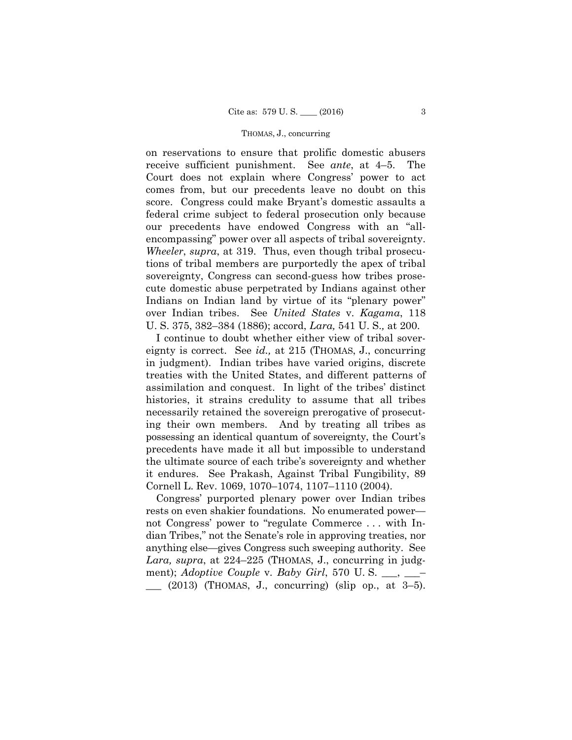on reservations to ensure that prolific domestic abusers receive sufficient punishment. See *ante*, at 4–5. The Court does not explain where Congress' power to act comes from, but our precedents leave no doubt on this score. Congress could make Bryant's domestic assaults a federal crime subject to federal prosecution only because our precedents have endowed Congress with an "all-encompassing" power over all aspects of tribal sovereignty. *Wheeler*, *supra*, at 319. Thus, even though tribal prosecutions of tribal members are purportedly the apex of tribal sovereignty, Congress can second-guess how tribes prosecute domestic abuse perpetrated by Indians against other Indians on Indian land by virtue of its "plenary power" over Indian tribes. See *United States* v. *Kagama*, 118 U. S. 375, 382–384 (1886); accord, *Lara,* 541 U. S.*,* at 200.

I continue to doubt whether either view of tribal sovereignty is correct. See *id.,* at 215 (THOMAS, J., concurring in judgment). Indian tribes have varied origins, discrete treaties with the United States, and different patterns of assimilation and conquest. In light of the tribes' distinct histories, it strains credulity to assume that all tribes necessarily retained the sovereign prerogative of prosecuting their own members. And by treating all tribes as possessing an identical quantum of sovereignty, the Court's precedents have made it all but impossible to understand the ultimate source of each tribe's sovereignty and whether it endures. See Prakash, Against Tribal Fungibility, 89 Cornell L. Rev. 1069, 1070–1074, 1107–1110 (2004).

Congress' purported plenary power over Indian tribes rests on even shakier foundations. No enumerated power—not Congress' power to "regulate Commerce . . . with Indian Tribes," not the Senate's role in approving treaties, nor anything else—gives Congress such sweeping authority. See *Lara, supra*, at 224–225 (THOMAS, J., concurring in judgment); *Adoptive Couple* v. *Baby Girl*, 570 U. S. ___, ___–___ (2013) (THOMAS, J., concurring) (slip op., at 3–5).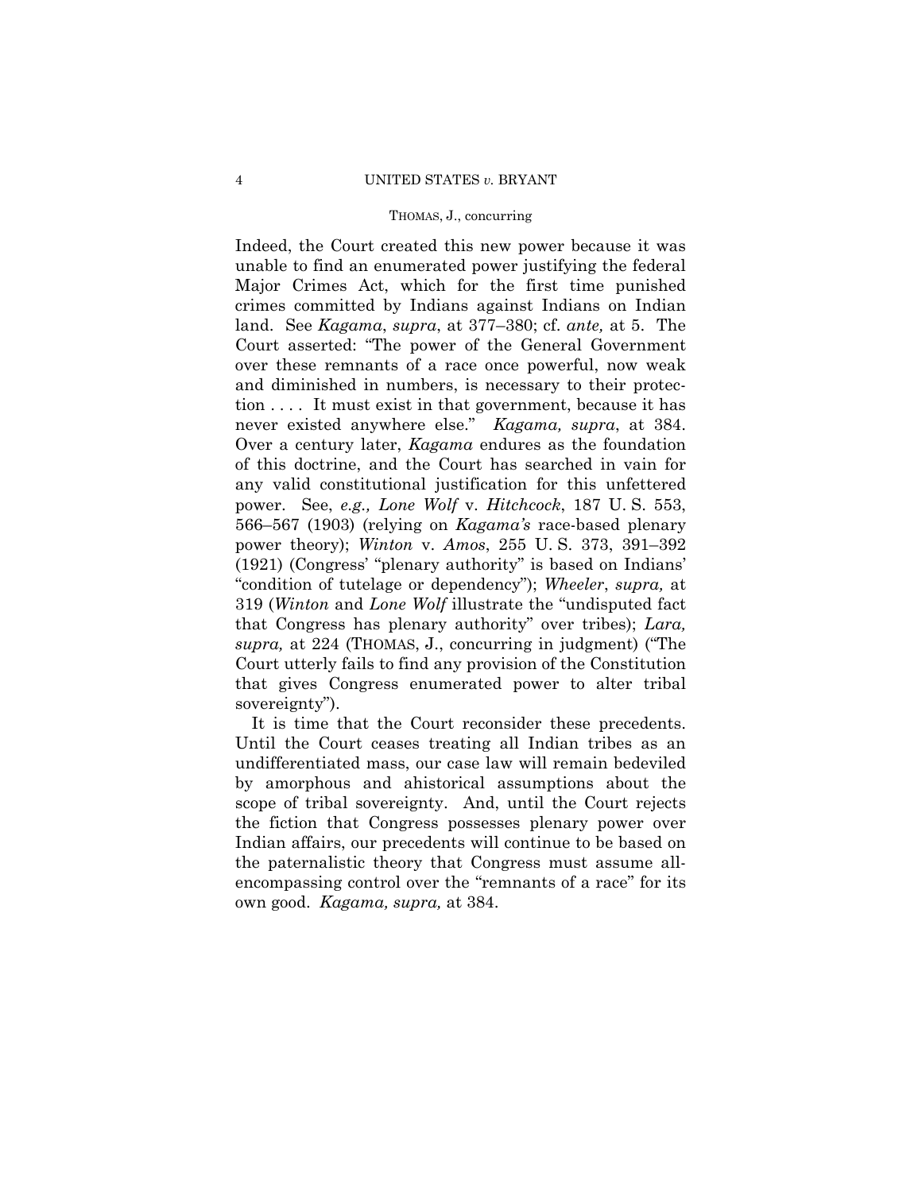Indeed, the Court created this new power because it was unable to find an enumerated power justifying the federal Major Crimes Act, which for the first time punished crimes committed by Indians against Indians on Indian land. See *Kagama*, *supra*, at 377–380; cf. *ante,* at 5. The Court asserted: "The power of the General Government over these remnants of a race once powerful, now weak and diminished in numbers, is necessary to their protection . . . . It must exist in that government, because it has never existed anywhere else." *Kagama, supra*, at 384. Over a century later, *Kagama* endures as the foundation of this doctrine, and the Court has searched in vain for any valid constitutional justification for this unfettered power. See, *e.g., Lone Wolf* v. *Hitchcock*, 187 U. S. 553, 566–567 (1903) (relying on *Kagama's* race-based plenary power theory); *Winton* v. *Amos*, 255 U. S. 373, 391–392 (1921) (Congress' "plenary authority" is based on Indians' "condition of tutelage or dependency"); *Wheeler*, *supra,* at 319 (*Winton* and *Lone Wolf* illustrate the "undisputed fact that Congress has plenary authority" over tribes); *Lara, supra,* at 224 (THOMAS, J., concurring in judgment) ("The Court utterly fails to find any provision of the Constitution that gives Congress enumerated power to alter tribal sovereignty").

It is time that the Court reconsider these precedents. Until the Court ceases treating all Indian tribes as an undifferentiated mass, our case law will remain bedeviled by amorphous and ahistorical assumptions about the scope of tribal sovereignty. And, until the Court rejects the fiction that Congress possesses plenary power over Indian affairs, our precedents will continue to be based on the paternalistic theory that Congress must assume all-encompassing control over the "remnants of a race" for its own good. *Kagama, supra,* at 384.